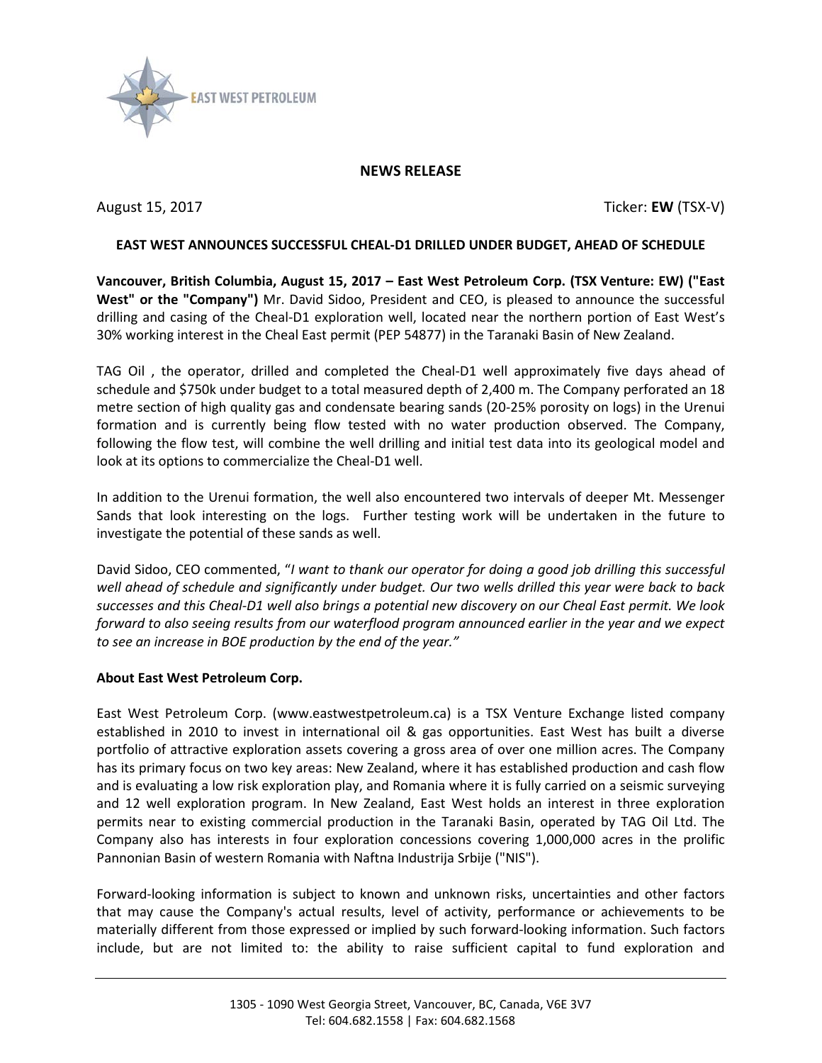EAST WEST PETROLEUM

## NEWS RELEASE

August 15, 2017 Ticker: **EW** (TSX-V)

### EAST WEST ANNOUNCES SUCCESSFUL CHEAL-D1 DRILLED UNDER BUDGET, AHEAD OF SCHEDULE

**Vancouver, British Columbia, August 15, 2017 – East West Petroleum Corp. (TSX Venture: EW) ("East West" or the "Company")** Mr. David Sidoo, President and CEO, is pleased to announce the successful drilling and casing of the Cheal-D1 exploration well, located near the northern portion of East West's 30% working interest in the Cheal East permit (PEP 54877) in the Taranaki Basin of New Zealand.

TAG Oil , the operator, drilled and completed the Cheal-D1 well approximately five days ahead of schedule and $750k under budget to a total measured depth of 2,400 m. The Company perforated an 18 metre section of high quality gas and condensate bearing sands (20-25% porosity on logs) in the Urenui formation and is currently being flow tested with no water production observed. The Company, following the flow test, will combine the well drilling and initial test data into its geological model and look at its options to commercialize the Cheal-D1 well.

In addition to the Urenui formation, the well also encountered two intervals of deeper Mt. Messenger Sands that look interesting on the logs. Further testing work will be undertaken in the future to investigate the potential of these sands as well.

David Sidoo, CEO commented, "*I want to thank our operator for doing a good job drilling this successful well ahead of schedule and significantly under budget. Our two wells drilled this year were back to back successes and this Cheal-D1 well also brings a potential new discovery on our Cheal East permit. We look forward to also seeing results from our waterflood program announced earlier in the year and we expect to see an increase in BOE production by the end of the year.*"

**About East West Petroleum Corp.**

East West Petroleum Corp. (www.eastwestpetroleum.ca) is a TSX Venture Exchange listed company established in 2010 to invest in international oil & gas opportunities. East West has built a diverse portfolio of attractive exploration assets covering a gross area of over one million acres. The Company has its primary focus on two key areas: New Zealand, where it has established production and cash flow and is evaluating a low risk exploration play, and Romania where it is fully carried on a seismic surveying and 12 well exploration program. In New Zealand, East West holds an interest in three exploration permits near to existing commercial production in the Taranaki Basin, operated by TAG Oil Ltd. The Company also has interests in four exploration concessions covering 1,000,000 acres in the prolific Pannonian Basin of western Romania with Naftna Industrija Srbije ("NIS").

Forward-looking information is subject to known and unknown risks, uncertainties and other factors that may cause the Company's actual results, level of activity, performance or achievements to be materially different from those expressed or implied by such forward-looking information. Such factors include, but are not limited to: the ability to raise sufficient capital to fund exploration and

1305 - 1090 West Georgia Street, Vancouver, BC, Canada, V6E 3V7
Tel: 604.682.1558 | Fax: 604.682.1568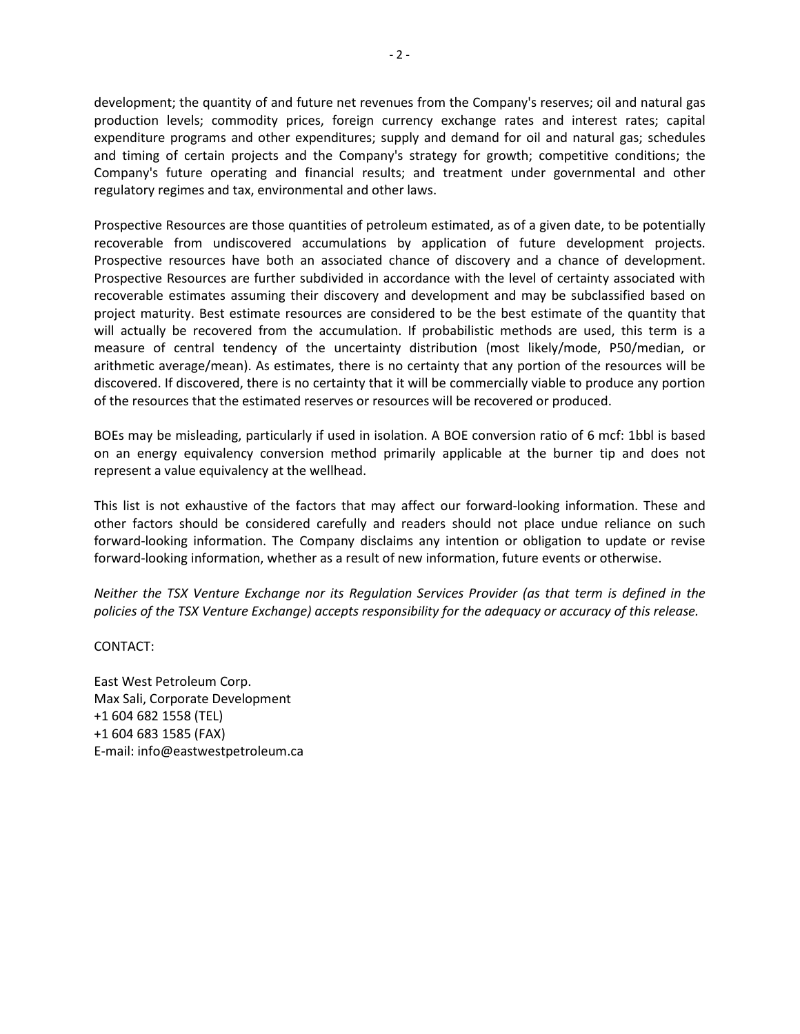development; the quantity of and future net revenues from the Company's reserves; oil and natural gas production levels; commodity prices, foreign currency exchange rates and interest rates; capital expenditure programs and other expenditures; supply and demand for oil and natural gas; schedules and timing of certain projects and the Company's strategy for growth; competitive conditions; the Company's future operating and financial results; and treatment under governmental and other regulatory regimes and tax, environmental and other laws.

Prospective Resources are those quantities of petroleum estimated, as of a given date, to be potentially recoverable from undiscovered accumulations by application of future development projects. Prospective resources have both an associated chance of discovery and a chance of development. Prospective Resources are further subdivided in accordance with the level of certainty associated with recoverable estimates assuming their discovery and development and may be subclassified based on project maturity. Best estimate resources are considered to be the best estimate of the quantity that will actually be recovered from the accumulation. If probabilistic methods are used, this term is a measure of central tendency of the uncertainty distribution (most likely/mode, P50/median, or arithmetic average/mean). As estimates, there is no certainty that any portion of the resources will be discovered. If discovered, there is no certainty that it will be commercially viable to produce any portion of the resources that the estimated reserves or resources will be recovered or produced.

BOEs may be misleading, particularly if used in isolation. A BOE conversion ratio of 6 mcf: 1bbl is based on an energy equivalency conversion method primarily applicable at the burner tip and does not represent a value equivalency at the wellhead.

This list is not exhaustive of the factors that may affect our forward-looking information. These and other factors should be considered carefully and readers should not place undue reliance on such forward-looking information. The Company disclaims any intention or obligation to update or revise forward-looking information, whether as a result of new information, future events or otherwise.

*Neither the TSX Venture Exchange nor its Regulation Services Provider (as that term is defined in the policies of the TSX Venture Exchange) accepts responsibility for the adequacy or accuracy of this release.*

CONTACT:

East West Petroleum Corp.
Max Sali, Corporate Development
+1 604 682 1558 (TEL)
+1 604 683 1585 (FAX)
E-mail: info@eastwestpetroleum.ca